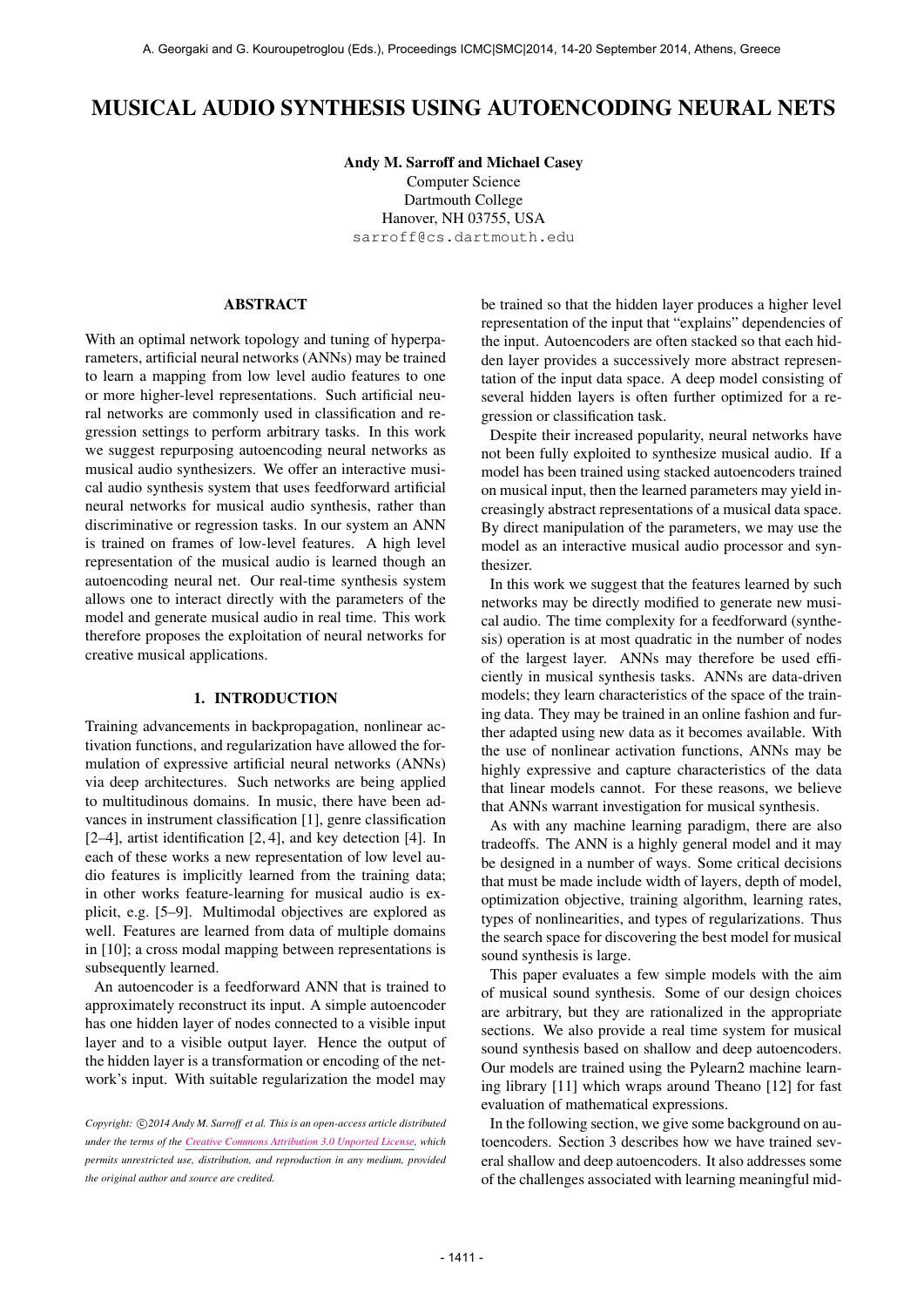# MUSICAL AUDIO SYNTHESIS USING AUTOENCODING NEURAL NETS

**Andy M. Sarroff and Michael Casey**
Computer Science
Dartmouth College
Hanover, NH 03755, USA
sarroff@cs.dartmouth.edu

## ABSTRACT

With an optimal network topology and tuning of hyperparameters, artificial neural networks (ANNs) may be trained to learn a mapping from low level audio features to one or more higher-level representations. Such artificial neural networks are commonly used in classification and regression settings to perform arbitrary tasks. In this work we suggest repurposing autoencoding neural networks as musical audio synthesizers. We offer an interactive musical audio synthesis system that uses feedforward artificial neural networks for musical audio synthesis, rather than discriminative or regression tasks. In our system an ANN is trained on frames of low-level features. A high level representation of the musical audio is learned though an autoencoding neural net. Our real-time synthesis system allows one to interact directly with the parameters of the model and generate musical audio in real time. This work therefore proposes the exploitation of neural networks for creative musical applications.

## 1. INTRODUCTION

Training advancements in backpropagation, nonlinear activation functions, and regularization have allowed the formulation of expressive artificial neural networks (ANNs) via deep architectures. Such networks are being applied to multitudinous domains. In music, there have been advances in instrument classification [1], genre classification [2–4], artist identification [2, 4], and key detection [4]. In each of these works a new representation of low level audio features is implicitly learned from the training data; in other works feature-learning for musical audio is explicit, e.g. [5–9]. Multimodal objectives are explored as well. Features are learned from data of multiple domains in [10]; a cross modal mapping between representations is subsequently learned.

An autoencoder is a feedforward ANN that is trained to approximately reconstruct its input. A simple autoencoder has one hidden layer of nodes connected to a visible input layer and to a visible output layer. Hence the output of the hidden layer is a transformation or encoding of the network's input. With suitable regularization the model may be trained so that the hidden layer produces a higher level representation of the input that "explains" dependencies of the input. Autoencoders are often stacked so that each hidden layer provides a successively more abstract representation of the input data space. A deep model consisting of several hidden layers is often further optimized for a regression or classification task.

Despite their increased popularity, neural networks have not been fully exploited to synthesize musical audio. If a model has been trained using stacked autoencoders trained on musical input, then the learned parameters may yield increasingly abstract representations of a musical data space. By direct manipulation of the parameters, we may use the model as an interactive musical audio processor and synthesizer.

In this work we suggest that the features learned by such networks may be directly modified to generate new musical audio. The time complexity for a feedforward (synthesis) operation is at most quadratic in the number of nodes of the largest layer. ANNs may therefore be used efficiently in musical synthesis tasks. ANNs are data-driven models; they learn characteristics of the space of the training data. They may be trained in an online fashion and further adapted using new data as it becomes available. With the use of nonlinear activation functions, ANNs may be highly expressive and capture characteristics of the data that linear models cannot. For these reasons, we believe that ANNs warrant investigation for musical synthesis.

As with any machine learning paradigm, there are also tradeoffs. The ANN is a highly general model and it may be designed in a number of ways. Some critical decisions that must be made include width of layers, depth of model, optimization objective, training algorithm, learning rates, types of nonlinearities, and types of regularizations. Thus the search space for discovering the best model for musical sound synthesis is large.

This paper evaluates a few simple models with the aim of musical sound synthesis. Some of our design choices are arbitrary, but they are rationalized in the appropriate sections. We also provide a real time system for musical sound synthesis based on shallow and deep autoencoders. Our models are trained using the Pylearn2 machine learning library [11] which wraps around Theano [12] for fast evaluation of mathematical expressions.

In the following section, we give some background on autoencoders. Section 3 describes how we have trained several shallow and deep autoencoders. It also addresses some of the challenges associated with learning meaningful mid-

*Copyright: ©2014 Andy M. Sarroff et al. This is an open-access article distributed under the terms of the Creative Commons Attribution 3.0 Unported License, which permits unrestricted use, distribution, and reproduction in any medium, provided the original author and source are credited.*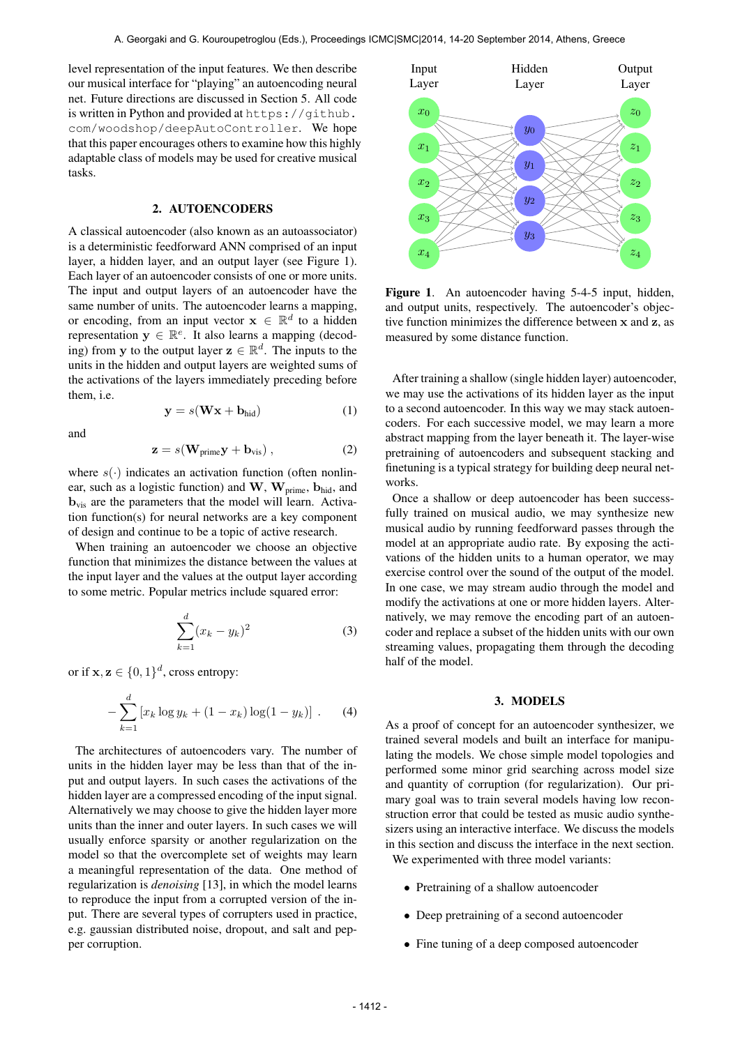level representation of the input features. We then describe our musical interface for "playing" an autoencoding neural net. Future directions are discussed in Section 5. All code is written in Python and provided at `https://github.com/woodshop/deepAutoController`. We hope that this paper encourages others to examine how this highly adaptable class of models may be used for creative musical tasks.

## 2. AUTOENCODERS

A classical autoencoder (also known as an autoassociator) is a deterministic feedforward ANN comprised of an input layer, a hidden layer, and an output layer (see Figure 1). Each layer of an autoencoder consists of one or more units. The input and output layers of an autoencoder have the same number of units. The autoencoder learns a mapping, or encoding, from an input vector $\mathbf{x} \in \mathbb{R}^d$ to a hidden representation $\mathbf{y} \in \mathbb{R}^e$. It also learns a mapping (decoding) from $\mathbf{y}$ to the output layer $\mathbf{z} \in \mathbb{R}^d$. The inputs to the units in the hidden and output layers are weighted sums of the activations of the layers immediately preceding before them, i.e.

$$\mathbf{y} = s(\mathbf{W}\mathbf{x} + \mathbf{b}_{\text{hid}}) \tag{1}$$

and

$$\mathbf{z} = s(\mathbf{W}_{\text{prime}}\mathbf{y} + \mathbf{b}_{\text{vis}}) \, , \tag{2}$$

where $s(\cdot)$ indicates an activation function (often nonlinear, such as a logistic function) and $\mathbf{W}$, $\mathbf{W}_{\text{prime}}$, $\mathbf{b}_{\text{hid}}$, and $\mathbf{b}_{\text{vis}}$ are the parameters that the model will learn. Activation function(s) for neural networks are a key component of design and continue to be a topic of active research.

When training an autoencoder we choose an objective function that minimizes the distance between the values at the input layer and the values at the output layer according to some metric. Popular metrics include squared error:

$$\sum_{k=1}^{d} (x_k - y_k)^2 \tag{3}$$

or if $\mathbf{x}, \mathbf{z} \in \{0, 1\}^d$, cross entropy:

$$-\sum_{k=1}^{d} \left[ x_k \log y_k + (1 - x_k) \log(1 - y_k) \right] \, . \tag{4}$$

The architectures of autoencoders vary. The number of units in the hidden layer may be less than that of the input and output layers. In such cases the activations of the hidden layer are a compressed encoding of the input signal. Alternatively we may choose to give the hidden layer more units than the inner and outer layers. In such cases we will usually enforce sparsity or another regularization on the model so that the overcomplete set of weights may learn a meaningful representation of the data. One method of regularization is *denoising* [13], in which the model learns to reproduce the input from a corrupted version of the input. There are several types of corrupters used in practice, e.g. gaussian distributed noise, dropout, and salt and pepper corruption.

**Figure 1**. An autoencoder having 5-4-5 input, hidden, and output units, respectively. The autoencoder's objective function minimizes the difference between $\mathbf{x}$ and $\mathbf{z}$, as measured by some distance function.

After training a shallow (single hidden layer) autoencoder, we may use the activations of its hidden layer as the input to a second autoencoder. In this way we may stack autoencoders. For each successive model, we may learn a more abstract mapping from the layer beneath it. The layer-wise pretraining of autoencoders and subsequent stacking and finetuning is a typical strategy for building deep neural networks.

Once a shallow or deep autoencoder has been successfully trained on musical audio, we may synthesize new musical audio by running feedforward passes through the model at an appropriate audio rate. By exposing the activations of the hidden units to a human operator, we may exercise control over the sound of the output of the model. In one case, we may stream audio through the model and modify the activations at one or more hidden layers. Alternatively, we may remove the encoding part of an autoencoder and replace a subset of the hidden units with our own streaming values, propagating them through the decoding half of the model.

## 3. MODELS

As a proof of concept for an autoencoder synthesizer, we trained several models and built an interface for manipulating the models. We chose simple model topologies and performed some minor grid searching across model size and quantity of corruption (for regularization). Our primary goal was to train several models having low reconstruction error that could be tested as music audio synthesizers using an interactive interface. We discuss the models in this section and discuss the interface in the next section.

We experimented with three model variants:

- Pretraining of a shallow autoencoder
- Deep pretraining of a second autoencoder
- Fine tuning of a deep composed autoencoder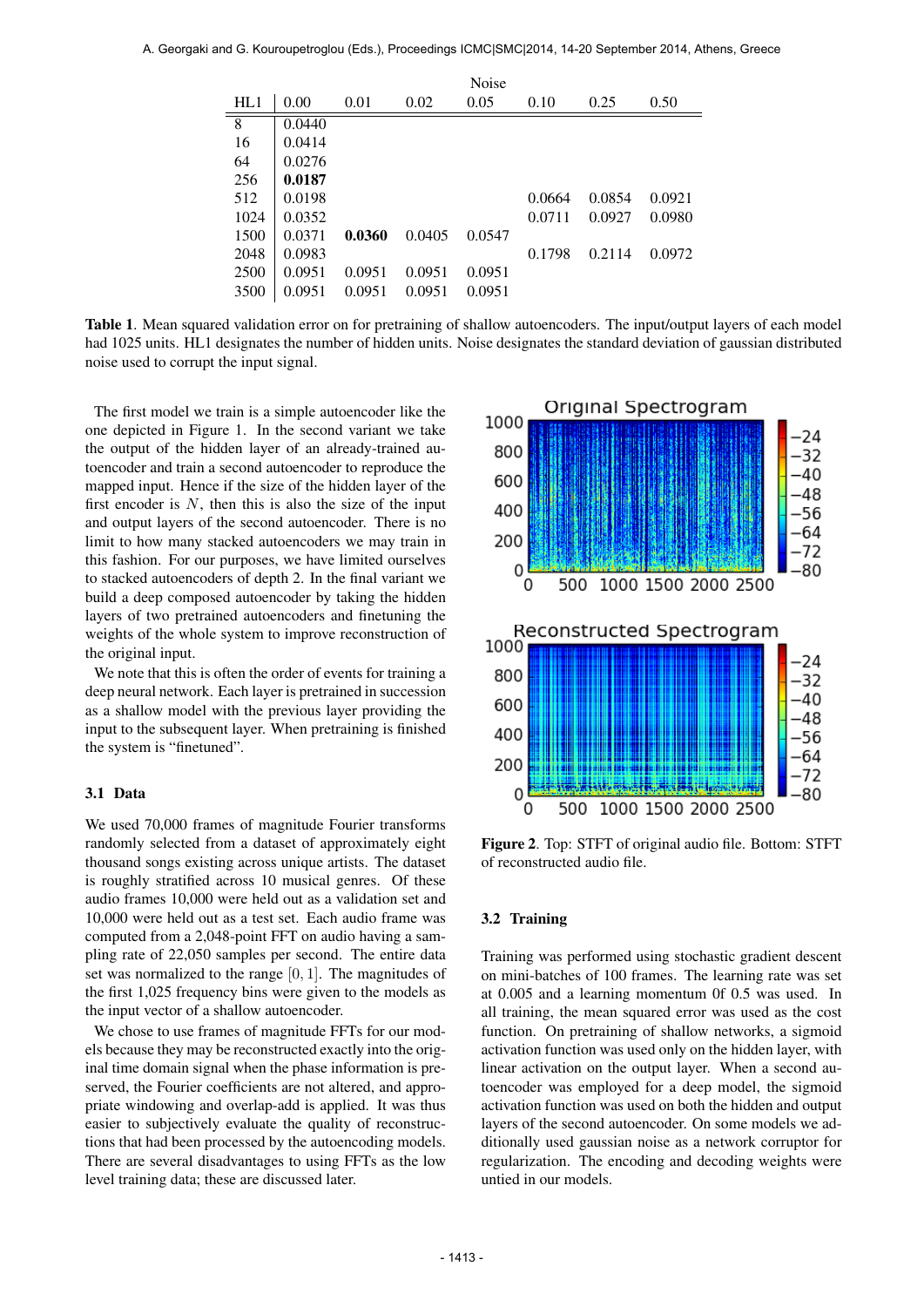| HL1 | Noise 0.00 | 0.01 | 0.02 | 0.05 | 0.10 | 0.25 | 0.50 |
|---|---|---|---|---|---|---|---|
| 8 | 0.0440 | | | | | | |
| 16 | 0.0414 | | | | | | |
| 64 | 0.0276 | | | | | | |
| 256 | **0.0187** | | | | | | |
| 512 | 0.0198 | | | | 0.0664 | 0.0854 | 0.0921 |
| 1024 | 0.0352 | | | | 0.0711 | 0.0927 | 0.0980 |
| 1500 | 0.0371 | **0.0360** | 0.0405 | 0.0547 | | | |
| 2048 | 0.0983 | | | | 0.1798 | 0.2114 | 0.0972 |
| 2500 | 0.0951 | 0.0951 | 0.0951 | 0.0951 | | | |
| 3500 | 0.0951 | 0.0951 | 0.0951 | 0.0951 | | | |

**Table 1**. Mean squared validation error on for pretraining of shallow autoencoders. The input/output layers of each model had 1025 units. HL1 designates the number of hidden units. Noise designates the standard deviation of gaussian distributed noise used to corrupt the input signal.

The first model we train is a simple autoencoder like the one depicted in Figure 1. In the second variant we take the output of the hidden layer of an already-trained autoencoder and train a second autoencoder to reproduce the mapped input. Hence if the size of the hidden layer of the first encoder is $N$, then this is also the size of the input and output layers of the second autoencoder. There is no limit to how many stacked autoencoders we may train in this fashion. For our purposes, we have limited ourselves to stacked autoencoders of depth 2. In the final variant we build a deep composed autoencoder by taking the hidden layers of two pretrained autoencoders and finetuning the weights of the whole system to improve reconstruction of the original input.

We note that this is often the order of events for training a deep neural network. Each layer is pretrained in succession as a shallow model with the previous layer providing the input to the subsequent layer. When pretraining is finished the system is "finetuned".

### 3.1 Data

We used 70,000 frames of magnitude Fourier transforms randomly selected from a dataset of approximately eight thousand songs existing across unique artists. The dataset is roughly stratified across 10 musical genres. Of these audio frames 10,000 were held out as a validation set and 10,000 were held out as a test set. Each audio frame was computed from a 2,048-point FFT on audio having a sampling rate of 22,050 samples per second. The entire data set was normalized to the range $[0, 1]$. The magnitudes of the first 1,025 frequency bins were given to the models as the input vector of a shallow autoencoder.

We chose to use frames of magnitude FFTs for our models because they may be reconstructed exactly into the original time domain signal when the phase information is preserved, the Fourier coefficients are not altered, and appropriate windowing and overlap-add is applied. It was thus easier to subjectively evaluate the quality of reconstructions that had been processed by the autoencoding models. There are several disadvantages to using FFTs as the low level training data; these are discussed later.

**Figure 2**. Top: STFT of original audio file. Bottom: STFT of reconstructed audio file.

### 3.2 Training

Training was performed using stochastic gradient descent on mini-batches of 100 frames. The learning rate was set at 0.005 and a learning momentum 0f 0.5 was used. In all training, the mean squared error was used as the cost function. On pretraining of shallow networks, a sigmoid activation function was used only on the hidden layer, with linear activation on the output layer. When a second autoencoder was employed for a deep model, the sigmoid activation function was used on both the hidden and output layers of the second autoencoder. On some models we additionally used gaussian noise as a network corruptor for regularization. The encoding and decoding weights were untied in our models.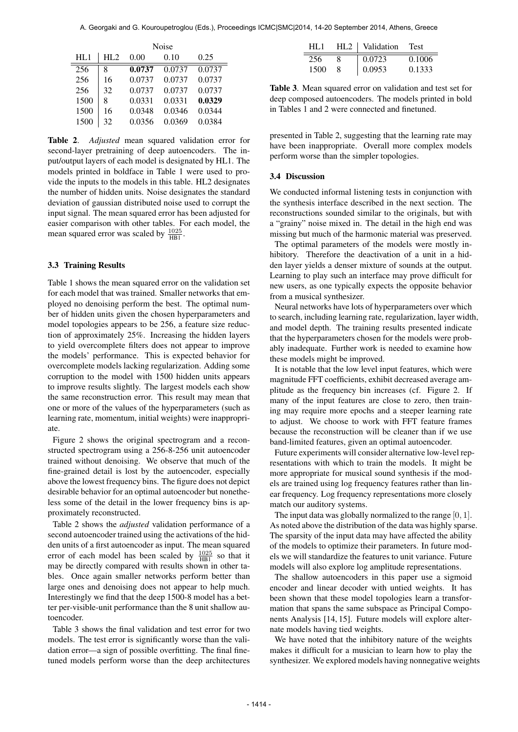| | | Noise | | |
|---|---|---|---|---|
| HL1 | HL2 | 0.00 | 0.10 | 0.25 |
| 256 | 8 | **0.0737** | 0.0737 | 0.0737 |
| 256 | 16 | 0.0737 | 0.0737 | 0.0737 |
| 256 | 32 | 0.0737 | 0.0737 | 0.0737 |
| 1500 | 8 | 0.0331 | 0.0331 | **0.0329** |
| 1500 | 16 | 0.0348 | 0.0346 | 0.0344 |
| 1500 | 32 | 0.0356 | 0.0369 | 0.0384 |

**Table 2**. *Adjusted* mean squared validation error for second-layer pretraining of deep autoencoders. The input/output layers of each model is designated by HL1. The models printed in boldface in Table 1 were used to provide the inputs to the models in this table. HL2 designates the number of hidden units. Noise designates the standard deviation of gaussian distributed noise used to corrupt the input signal. The mean squared error has been adjusted for easier comparison with other tables. For each model, the mean squared error was scaled by $\frac{1025}{\text{HB1}}$.

### 3.3 Training Results

Table 1 shows the mean squared error on the validation set for each model that was trained. Smaller networks that employed no denoising perform the best. The optimal number of hidden units given the chosen hyperparameters and model topologies appears to be 256, a feature size reduction of approximately 25%. Increasing the hidden layers to yield overcomplete filters does not appear to improve the models' performance. This is expected behavior for overcomplete models lacking regularization. Adding some corruption to the model with 1500 hidden units appears to improve results slightly. The largest models each show the same reconstruction error. This result may mean that one or more of the values of the hyperparameters (such as learning rate, momentum, initial weights) were inappropriate.

Figure 2 shows the original spectrogram and a reconstructed spectrogram using a 256-8-256 unit autoencoder trained without denoising. We observe that much of the fine-grained detail is lost by the autoencoder, especially above the lowest frequency bins. The figure does not depict desirable behavior for an optimal autoencoder but nonetheless some of the detail in the lower frequency bins is approximately reconstructed.

Table 2 shows the *adjusted* validation performance of a second autoencoder trained using the activations of the hidden units of a first autoencoder as input. The mean squared error of each model has been scaled by $\frac{1025}{\text{HB1}}$ so that it may be directly compared with results shown in other tables. Once again smaller networks perform better than large ones and denoising does not appear to help much. Interestingly we find that the deep 1500-8 model has a better per-visible-unit performance than the 8 unit shallow autoencoder.

Table 3 shows the final validation and test error for two models. The test error is significantly worse than the validation error—a sign of possible overfitting. The final finetuned models perform worse than the deep architectures presented in Table 2, suggesting that the learning rate may have been inappropriate. Overall more complex models perform worse than the simpler topologies.

| HL1 | HL2 | Validation | Test |
|---|---|---|---|
| 256 | 8 | 0.0723 | 0.1006 |
| 1500 | 8 | 0.0953 | 0.1333 |

**Table 3**. Mean squared error on validation and test set for deep composed autoencoders. The models printed in bold in Tables 1 and 2 were connected and finetuned.

### 3.4 Discussion

We conducted informal listening tests in conjunction with the synthesis interface described in the next section. The reconstructions sounded similar to the originals, but with a "grainy" noise mixed in. The detail in the high end was missing but much of the harmonic material was preserved.

The optimal parameters of the models were mostly inhibitory. Therefore the deactivation of a unit in a hidden layer yields a denser mixture of sounds at the output. Learning to play such an interface may prove difficult for new users, as one typically expects the opposite behavior from a musical synthesizer.

Neural networks have lots of hyperparameters over which to search, including learning rate, regularization, layer width, and model depth. The training results presented indicate that the hyperparameters chosen for the models were probably inadequate. Further work is needed to examine how these models might be improved.

It is notable that the low level input features, which were magnitude FFT coefficients, exhibit decreased average amplitude as the frequency bin increases (cf. Figure 2. If many of the input features are close to zero, then training may require more epochs and a steeper learning rate to adjust. We choose to work with FFT feature frames because the reconstruction will be cleaner than if we use band-limited features, given an optimal autoencoder.

Future experiments will consider alternative low-level representations with which to train the models. It might be more appropriate for musical sound synthesis if the models are trained using log frequency features rather than linear frequency. Log frequency representations more closely match our auditory systems.

The input data was globally normalized to the range $[0, 1]$. As noted above the distribution of the data was highly sparse. The sparsity of the input data may have affected the ability of the models to optimize their parameters. In future models we will standardize the features to unit variance. Future models will also explore log amplitude representations.

The shallow autoencoders in this paper use a sigmoid encoder and linear decoder with untied weights. It has been shown that these model topologies learn a transformation that spans the same subspace as Principal Components Analysis [14, 15]. Future models will explore alternate models having tied weights.

We have noted that the inhibitory nature of the weights makes it difficult for a musician to learn how to play the synthesizer. We explored models having nonnegative weights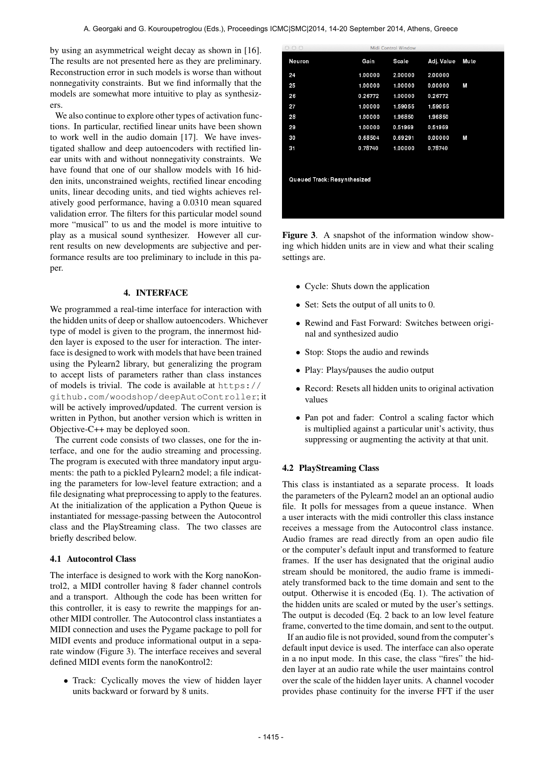by using an asymmetrical weight decay as shown in [16]. The results are not presented here as they are preliminary. Reconstruction error in such models is worse than without nonnegativity constraints. But we find informally that the models are somewhat more intuitive to play as synthesizers.

We also continue to explore other types of activation functions. In particular, rectified linear units have been shown to work well in the audio domain [17]. We have investigated shallow and deep autoencoders with rectified linear units with and without nonnegativity constraints. We have found that one of our shallow models with 16 hidden inits, unconstrained weights, rectified linear encoding units, linear decoding units, and tied wights achieves relatively good performance, having a 0.0310 mean squared validation error. The filters for this particular model sound more "musical" to us and the model is more intuitive to play as a musical sound synthesizer. However all current results on new developments are subjective and performance results are too preliminary to include in this paper.

## 4. INTERFACE

We programmed a real-time interface for interaction with the hidden units of deep or shallow autoencoders. Whichever type of model is given to the program, the innermost hidden layer is exposed to the user for interaction. The interface is designed to work with models that have been trained using the Pylearn2 library, but generalizing the program to accept lists of parameters rather than class instances of models is trivial. The code is available at https://github.com/woodshop/deepAutoController; it will be actively improved/updated. The current version is written in Python, but another version which is written in Objective-C++ may be deployed soon.

The current code consists of two classes, one for the interface, and one for the audio streaming and processing. The program is executed with three mandatory input arguments: the path to a pickled Pylearn2 model; a file indicating the parameters for low-level feature extraction; and a file designating what preprocessing to apply to the features. At the initialization of the application a Python Queue is instantiated for message-passing between the Autocontrol class and the PlayStreaming class. The two classes are briefly described below.

### 4.1 Autocontrol Class

The interface is designed to work with the Korg nanoKontrol2, a MIDI controller having 8 fader channel controls and a transport. Although the code has been written for this controller, it is easy to rewrite the mappings for another MIDI controller. The Autocontrol class instantiates a MIDI connection and uses the Pygame package to poll for MIDI events and produce informational output in a separate window (Figure 3). The interface receives and several defined MIDI events form the nanoKontrol2:

- Track: Cyclically moves the view of hidden layer units backward or forward by 8 units.

Midi Control Window

| Neuron | Gain | Scale | Adj. Value | Mute |
|---|---|---|---|---|
| 24 | 1.00000 | 2.00000 | 2.00000 | |
| 25 | 1.00000 | 1.00000 | 0.00000 | M |
| 26 | 0.26772 | 1.00000 | 0.26772 | |
| 27 | 1.00000 | 1.59055 | 1.59055 | |
| 28 | 1.00000 | 1.96850 | 1.96850 | |
| 29 | 1.00000 | 0.51969 | 0.51969 | |
| 30 | 0.68504 | 0.69291 | 0.00000 | M |
| 31 | 0.78740 | 1.00000 | 0.78740 | |

Queued Track: Resynthesized

**Figure 3**. A snapshot of the information window showing which hidden units are in view and what their scaling settings are.

- Cycle: Shuts down the application
- Set: Sets the output of all units to 0.
- Rewind and Fast Forward: Switches between original and synthesized audio
- Stop: Stops the audio and rewinds
- Play: Plays/pauses the audio output
- Record: Resets all hidden units to original activation values
- Pan pot and fader: Control a scaling factor which is multiplied against a particular unit's activity, thus suppressing or augmenting the activity at that unit.

### 4.2 PlayStreaming Class

This class is instantiated as a separate process. It loads the parameters of the Pylearn2 model an an optional audio file. It polls for messages from a queue instance. When a user interacts with the midi controller this class instance receives a message from the Autocontrol class instance. Audio frames are read directly from an open audio file or the computer's default input and transformed to feature frames. If the user has designated that the original audio stream should be monitored, the audio frame is immediately transformed back to the time domain and sent to the output. Otherwise it is encoded (Eq. 1). The activation of the hidden units are scaled or muted by the user's settings. The output is decoded (Eq. 2 back to an low level feature frame, converted to the time domain, and sent to the output.

If an audio file is not provided, sound from the computer's default input device is used. The interface can also operate in a no input mode. In this case, the class "fires" the hidden layer at an audio rate while the user maintains control over the scale of the hidden layer units. A channel vocoder provides phase continuity for the inverse FFT if the user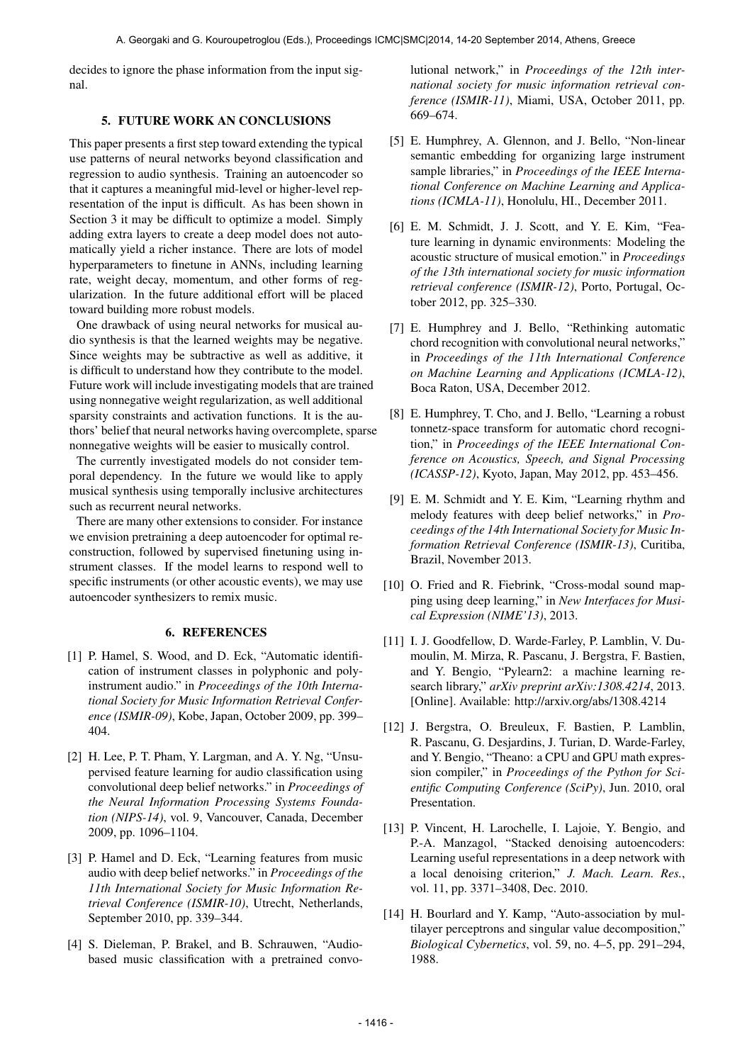decides to ignore the phase information from the input signal.

## 5. FUTURE WORK AN CONCLUSIONS

This paper presents a first step toward extending the typical use patterns of neural networks beyond classification and regression to audio synthesis. Training an autoencoder so that it captures a meaningful mid-level or higher-level representation of the input is difficult. As has been shown in Section 3 it may be difficult to optimize a model. Simply adding extra layers to create a deep model does not automatically yield a richer instance. There are lots of model hyperparameters to finetune in ANNs, including learning rate, weight decay, momentum, and other forms of regularization. In the future additional effort will be placed toward building more robust models.

One drawback of using neural networks for musical audio synthesis is that the learned weights may be negative. Since weights may be subtractive as well as additive, it is difficult to understand how they contribute to the model. Future work will include investigating models that are trained using nonnegative weight regularization, as well additional sparsity constraints and activation functions. It is the authors' belief that neural networks having overcomplete, sparse nonnegative weights will be easier to musically control.

The currently investigated models do not consider temporal dependency. In the future we would like to apply musical synthesis using temporally inclusive architectures such as recurrent neural networks.

There are many other extensions to consider. For instance we envision pretraining a deep autoencoder for optimal reconstruction, followed by supervised finetuning using instrument classes. If the model learns to respond well to specific instruments (or other acoustic events), we may use autoencoder synthesizers to remix music.

## 6. REFERENCES

[1] P. Hamel, S. Wood, and D. Eck, "Automatic identification of instrument classes in polyphonic and polyinstrument audio." in *Proceedings of the 10th International Society for Music Information Retrieval Conference (ISMIR-09)*, Kobe, Japan, October 2009, pp. 399–404.

[2] H. Lee, P. T. Pham, Y. Largman, and A. Y. Ng, "Unsupervised feature learning for audio classification using convolutional deep belief networks." in *Proceedings of the Neural Information Processing Systems Foundation (NIPS-14)*, vol. 9, Vancouver, Canada, December 2009, pp. 1096–1104.

[3] P. Hamel and D. Eck, "Learning features from music audio with deep belief networks." in *Proceedings of the 11th International Society for Music Information Retrieval Conference (ISMIR-10)*, Utrecht, Netherlands, September 2010, pp. 339–344.

[4] S. Dieleman, P. Brakel, and B. Schrauwen, "Audio-based music classification with a pretrained convolutional network," in *Proceedings of the 12th international society for music information retrieval conference (ISMIR-11)*, Miami, USA, October 2011, pp. 669–674.

[5] E. Humphrey, A. Glennon, and J. Bello, "Non-linear semantic embedding for organizing large instrument sample libraries," in *Proceedings of the IEEE International Conference on Machine Learning and Applications (ICMLA-11)*, Honolulu, HI., December 2011.

[6] E. M. Schmidt, J. J. Scott, and Y. E. Kim, "Feature learning in dynamic environments: Modeling the acoustic structure of musical emotion." in *Proceedings of the 13th international society for music information retrieval conference (ISMIR-12)*, Porto, Portugal, October 2012, pp. 325–330.

[7] E. Humphrey and J. Bello, "Rethinking automatic chord recognition with convolutional neural networks," in *Proceedings of the 11th International Conference on Machine Learning and Applications (ICMLA-12)*, Boca Raton, USA, December 2012.

[8] E. Humphrey, T. Cho, and J. Bello, "Learning a robust tonnetz-space transform for automatic chord recognition," in *Proceedings of the IEEE International Conference on Acoustics, Speech, and Signal Processing (ICASSP-12)*, Kyoto, Japan, May 2012, pp. 453–456.

[9] E. M. Schmidt and Y. E. Kim, "Learning rhythm and melody features with deep belief networks," in *Proceedings of the 14th International Society for Music Information Retrieval Conference (ISMIR-13)*, Curitiba, Brazil, November 2013.

[10] O. Fried and R. Fiebrink, "Cross-modal sound mapping using deep learning," in *New Interfaces for Musical Expression (NIME'13)*, 2013.

[11] I. J. Goodfellow, D. Warde-Farley, P. Lamblin, V. Dumoulin, M. Mirza, R. Pascanu, J. Bergstra, F. Bastien, and Y. Bengio, "Pylearn2: a machine learning research library," *arXiv preprint arXiv:1308.4214*, 2013. [Online]. Available: http://arxiv.org/abs/1308.4214

[12] J. Bergstra, O. Breuleux, F. Bastien, P. Lamblin, R. Pascanu, G. Desjardins, J. Turian, D. Warde-Farley, and Y. Bengio, "Theano: a CPU and GPU math expression compiler," in *Proceedings of the Python for Scientific Computing Conference (SciPy)*, Jun. 2010, oral Presentation.

[13] P. Vincent, H. Larochelle, I. Lajoie, Y. Bengio, and P.-A. Manzagol, "Stacked denoising autoencoders: Learning useful representations in a deep network with a local denoising criterion," *J. Mach. Learn. Res.*, vol. 11, pp. 3371–3408, Dec. 2010.

[14] H. Bourlard and Y. Kamp, "Auto-association by multilayer perceptrons and singular value decomposition," *Biological Cybernetics*, vol. 59, no. 4–5, pp. 291–294, 1988.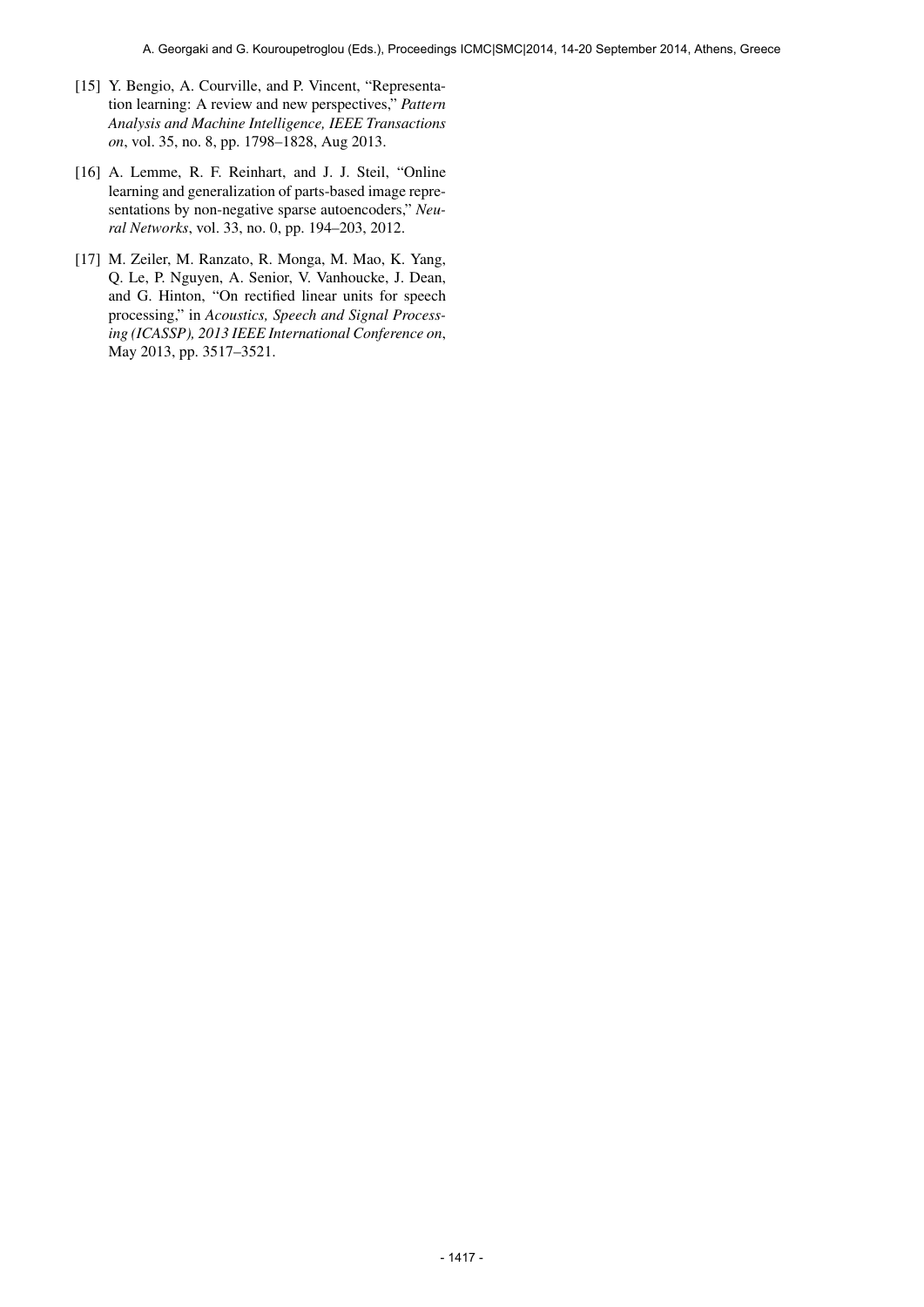[15] Y. Bengio, A. Courville, and P. Vincent, "Representation learning: A review and new perspectives," *Pattern Analysis and Machine Intelligence, IEEE Transactions on*, vol. 35, no. 8, pp. 1798–1828, Aug 2013.

[16] A. Lemme, R. F. Reinhart, and J. J. Steil, "Online learning and generalization of parts-based image representations by non-negative sparse autoencoders," *Neural Networks*, vol. 33, no. 0, pp. 194–203, 2012.

[17] M. Zeiler, M. Ranzato, R. Monga, M. Mao, K. Yang, Q. Le, P. Nguyen, A. Senior, V. Vanhoucke, J. Dean, and G. Hinton, "On rectified linear units for speech processing," in *Acoustics, Speech and Signal Processing (ICASSP), 2013 IEEE International Conference on*, May 2013, pp. 3517–3521.